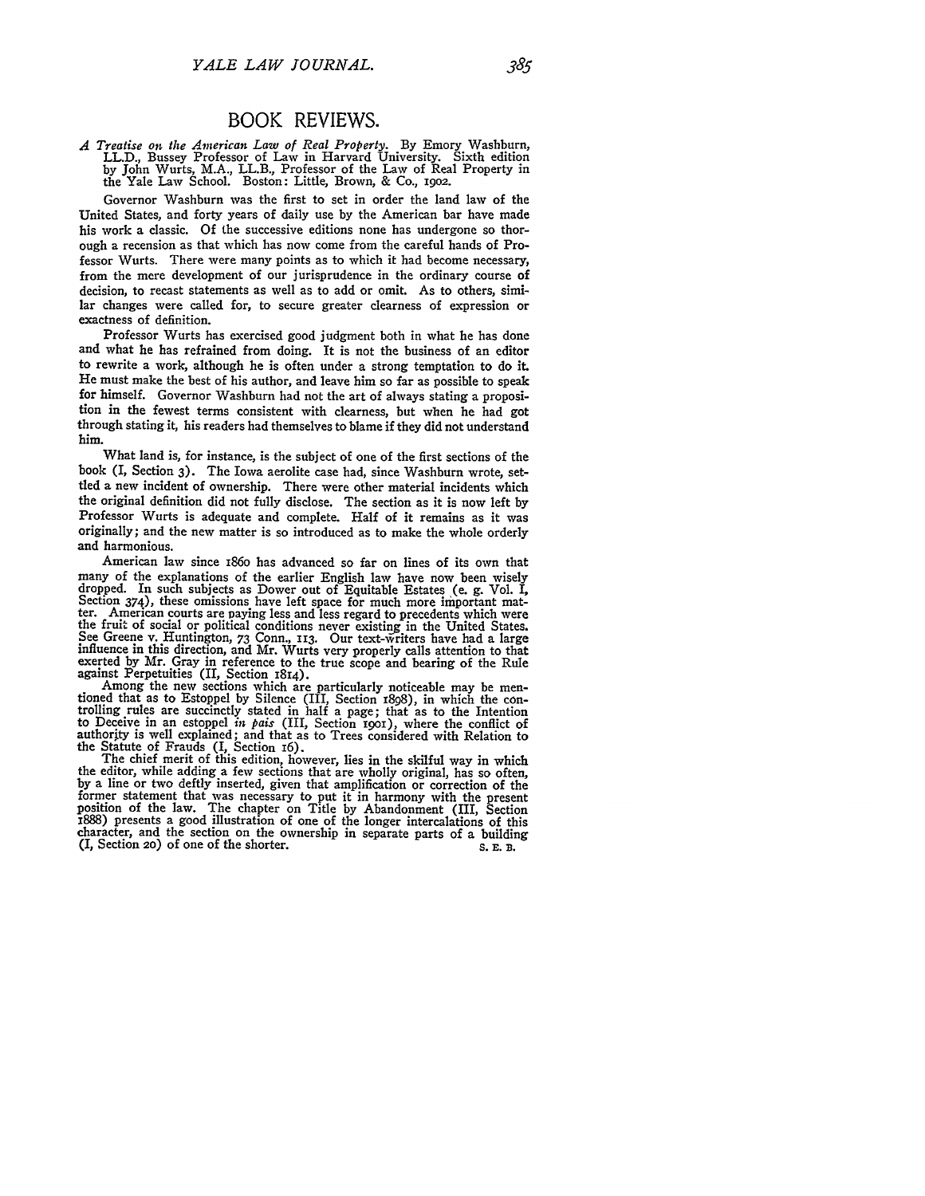## BOOK REVIEWS.

*A Treatise on the American Law of Real Property.* By Emory Washburn, LL.D., Bussey Professor of Law in Harvard University. Sixth edition by John Wurts, M.A., LL.B., Professor of the Law of Real Property in the Yale Law School. Boston: Little, Brown, & Co., 1902.

Governor Washburn was the first to set in order the land law of the United States, and forty years of daily use by the American bar have made his work a classic. Of the successive editions none has undergone so thorough a recension as that which has now come from the careful hands of Professor Wurts. There were many points as to which it had become necessary, from the mere development of our jurisprudence in the ordinary course of decision, to recast statements as well as to add or omit. As to others, similar changes were called for, to secure greater clearness of expression or exactness of definition.

Professor Wurts has exercised good judgment both in what he has done and what he has refrained from doing. It is not the business of an editor to rewrite a work, although he is often under a strong temptation to do it. He must make the best of his author, and leave him so far as possible to speak for himself. Governor Washburn had not the art of always stating a proposition in the fewest terms consistent with clearness, but when he had got through stating it, his readers had themselves to blame if they did not understand him.

What land is, for instance, is the subject of one of the first sections of the book (I, Section 3). The Iowa aerolite case had, since Washburn wrote, settled a new incident of ownership. There were other material incidents which the original definition did not fully disclose. The section as it is now left by Professor Wurts is adequate and complete. Half of it remains as it was originally; and the new matter is so introduced as to make the whole orderly and harmonious.

American law since 1860 has advanced so far on lines of its own that many of the explanations of the earlier English law have now been wisely dropped. In such subjects as Dower out of Equitable Estates (e. g. Vol. I, Section 374), these omissions have left space for much more important matter. American courts are paying less and less regard to precedents which were the fruit of social or political conditions never existing in the United States. See Greene v. Huntington, 73 Conn., 113. Our text-writers have had a large influence in this direction, and Mr. Wurts very properly calls attention to that exerted by Mr. Gray in reference to the true scope and bearing of the Rule against Perpetuities (II, Section 1814).

Among the new sections which are particularly noticeable may be mentioned that as to Estoppel by Silence (III, Section 1898), in which the controlling rules are succinctly stated in half a page; that as to the Intention to Deceive in an estoppel *in pais* (III, Section 1901), where the conflict of authority is well explained; and that as to Trees considered with Relation to the Statute of Frauds (I, Section 16).

The chief merit of this edition, however, lies in the skilful way in which the editor, while adding a few sections that are wholly original, has so often, by a line or two deftly inserted, given that amplification or correction of the former statement that was necessary to put it in harmony with the present position of the law. The chapter on Title by Abandonment (III, Section 1888) presents a good illustration of one of the longer intercalations of this character, and the section on the ownership in separate parts of a building (I, Section 20) of one of the shorter.

S. E. B.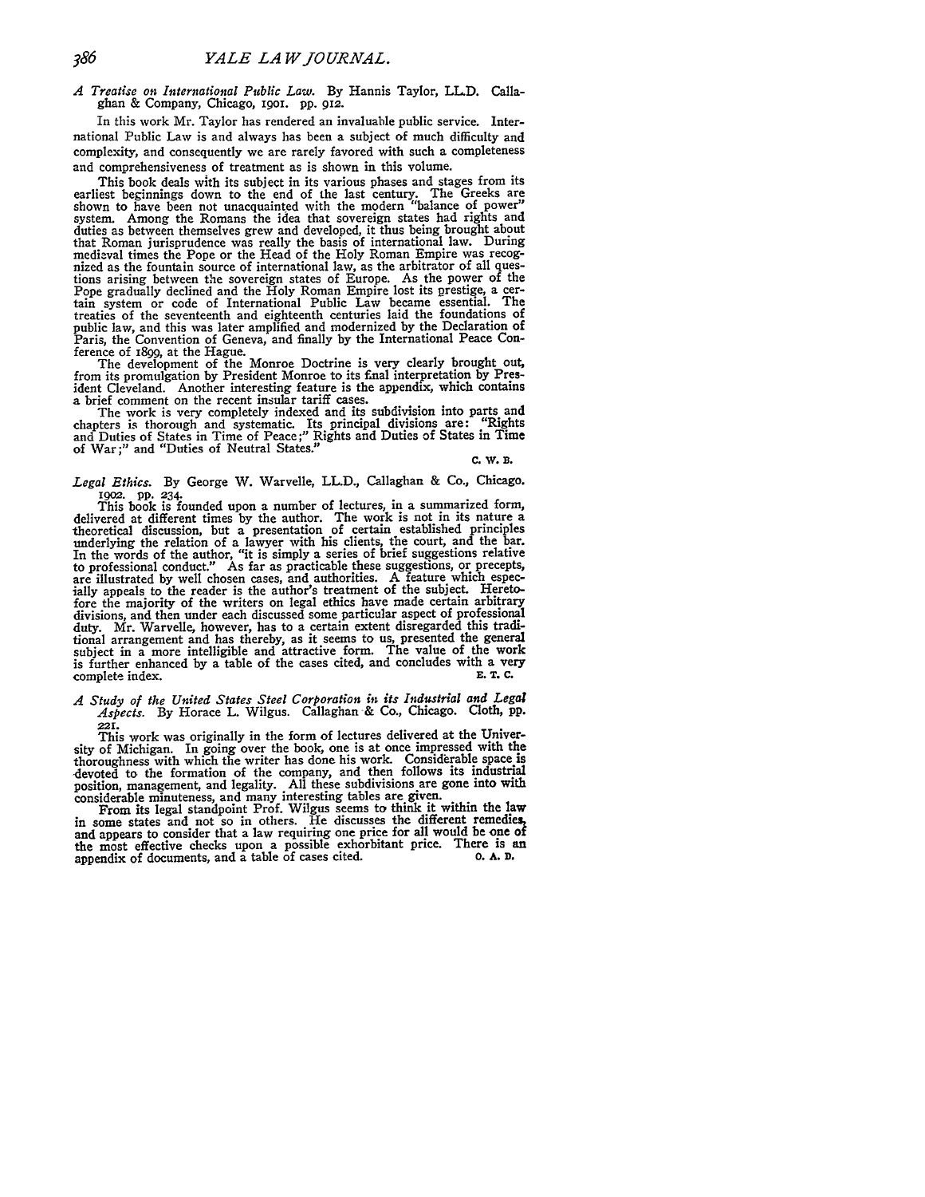*A Treatise on International Public Law.* By Hannis Taylor, LL.D. Callaghan & Company, Chicago, 1901. pp. 912.

In this work Mr. Taylor has rendered an invaluable public service. International Public Law is and always has been a subject of much difficulty and complexity, and consequently we are rarely favored with such a completeness and comprehensiveness of treatment as is shown in this volume.

This book deals with its subject in its various phases and stages from its earliest beginnings down to the end of the last century. The Greeks are shown to have been not unacquainted with the modern "balance of power" system. Among the Romans the idea that sovereign states had rights and duties as between themselves grew and developed, it thus being brought about that Roman jurisprudence was really the basis of international law. During mediæval times the Pope or the Head of the Holy Roman Empire was recognized as the fountain source of international law, as the arbitrator of all questions arising between the sovereign states of Europe. As the power of the Pope gradually declined and the Holy Roman Empire lost its prestige, a certain system or code of International Public Law became essential. The treaties of the seventeenth and eighteenth centuries laid the foundations of public law, and this was later amplified and modernized by the Declaration of Paris, the Convention of Geneva, and finally by the International Peace Conference of 1899, at the Hague.

The development of the Monroe Doctrine is very clearly brought out, from its promulgation by President Monroe to its final interpretation by President Cleveland. Another interesting feature is the appendix, which contains a brief comment on the recent insular tariff cases.

The work is very completely indexed and its subdivision into parts and chapters is thorough and systematic. Its principal divisions are: "Rights and Duties of States in Time of Peace;" Rights and Duties of States in Time of War;" and "Duties of Neutral States."

C. W. B.

*Legal Ethics.* By George W. Warvelle, LL.D., Callaghan & Co., Chicago. 1902. pp. 234.

This book is founded upon a number of lectures, in a summarized form, delivered at different times by the author. The work is not in its nature a theoretical discussion, but a presentation of certain established principles underlying the relation of a lawyer with his clients, the court, and the bar. In the words of the author, "it is simply a series of brief suggestions relative to professional conduct." As far as practicable these suggestions, or precepts, are illustrated by well chosen cases, and authorities. A feature which especially appeals to the reader is the author's treatment of the subject. Heretofore the majority of the writers on legal ethics have made certain arbitrary divisions, and then under each discussed some particular aspect of professional duty. Mr. Warvelle, however, has to a certain extent disregarded this traditional arrangement and has thereby, as it seems to us, presented the general subject in a more intelligible and attractive form. The value of the work is further enhanced by a table of the cases cited, and concludes with a very complete index.

E. T. C.

*A Study of the United States Steel Corporation in its Industrial and Legal Aspects.* By Horace L. Wilgus. Callaghan & Co., Chicago. Cloth, pp. 221.

This work was originally in the form of lectures delivered at the University of Michigan. In going over the book, one is at once impressed with the thoroughness with which the writer has done his work. Considerable space is devoted to the formation of the company, and then follows its industrial position, management, and legality. All these subdivisions are gone into with considerable minuteness, and many interesting tables are given.

From its legal standpoint Prof. Wilgus seems to think it within the law in some states and not so in others. He discusses the different remedies, and appears to consider that a law requiring one price for all would be one of the most effective checks upon a possible exhorbitant price. There is an appendix of documents, and a table of cases cited.

O. A. D.